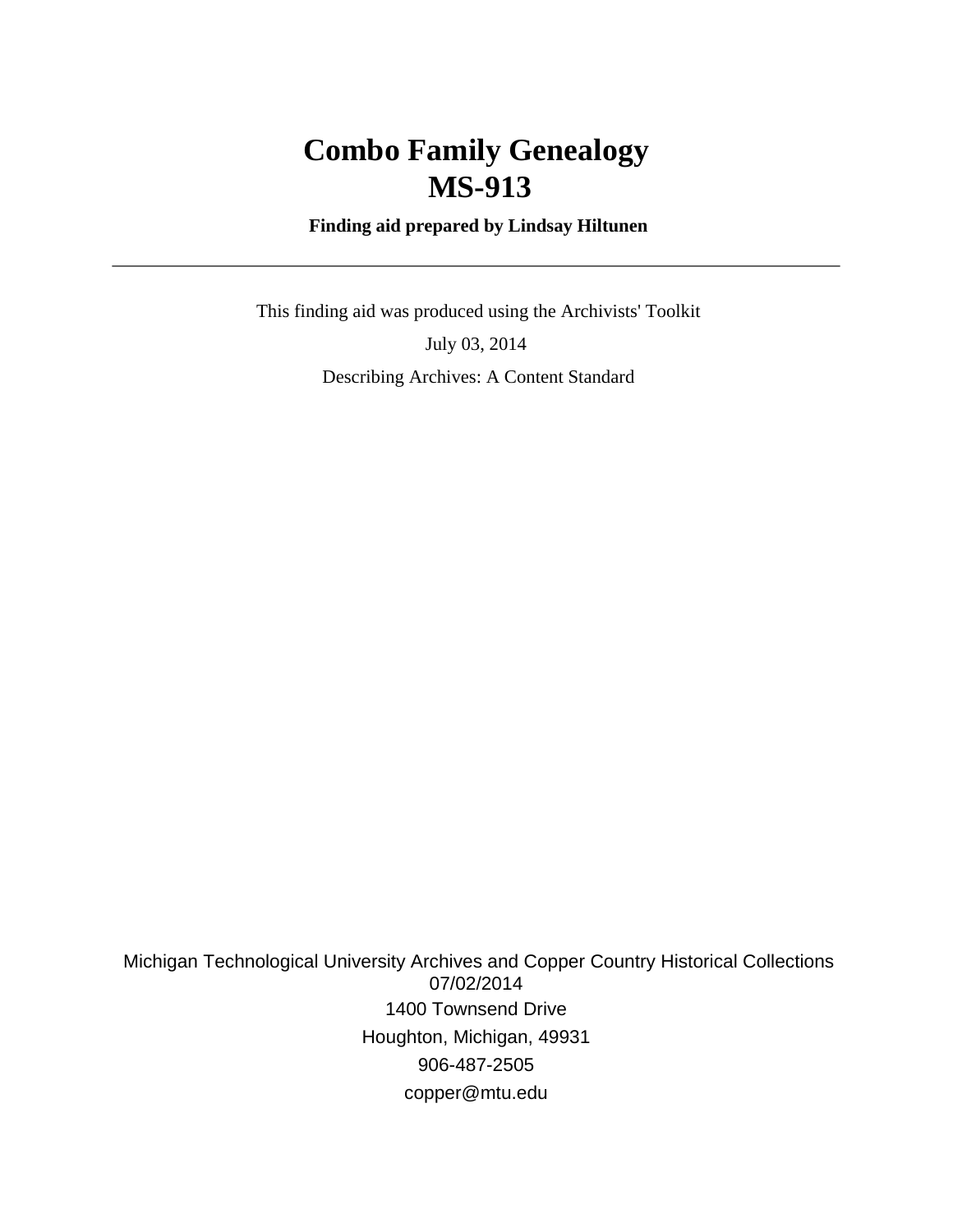# Combo Family Genealogy
# MS-913

**Finding aid prepared by Lindsay Hiltunen**

---

This finding aid was produced using the Archivists' Toolkit

July 03, 2014

Describing Archives: A Content Standard

Michigan Technological University Archives and Copper Country Historical Collections
07/02/2014
1400 Townsend Drive
Houghton, Michigan, 49931
906-487-2505
copper@mtu.edu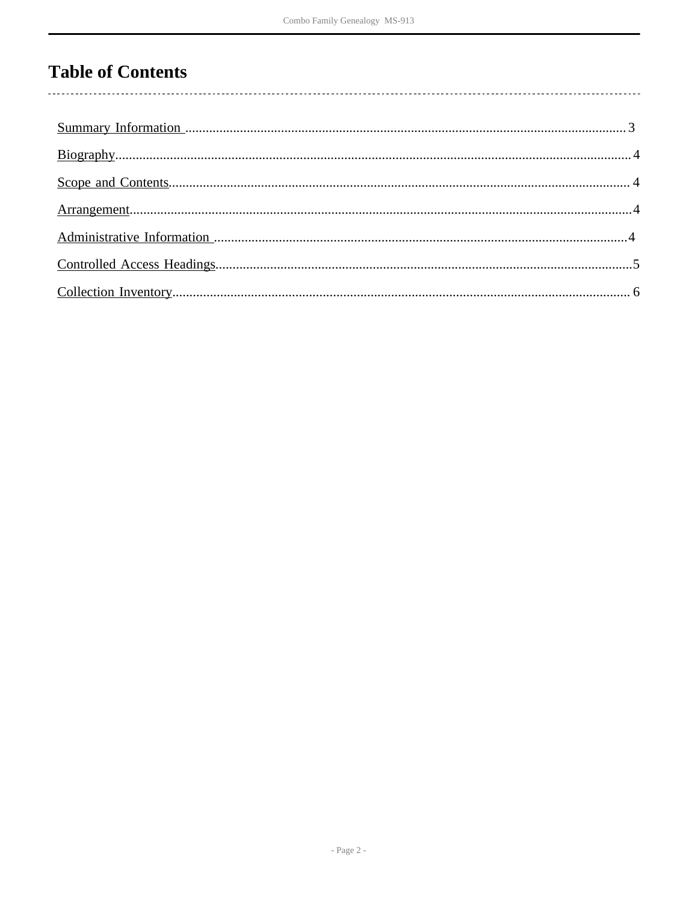# Table of Contents

Summary Information .......... 3

Biography .......... 4

Scope and Contents .......... 4

Arrangement .......... 4

Administrative Information .......... 4

Controlled Access Headings .......... 5

Collection Inventory .......... 6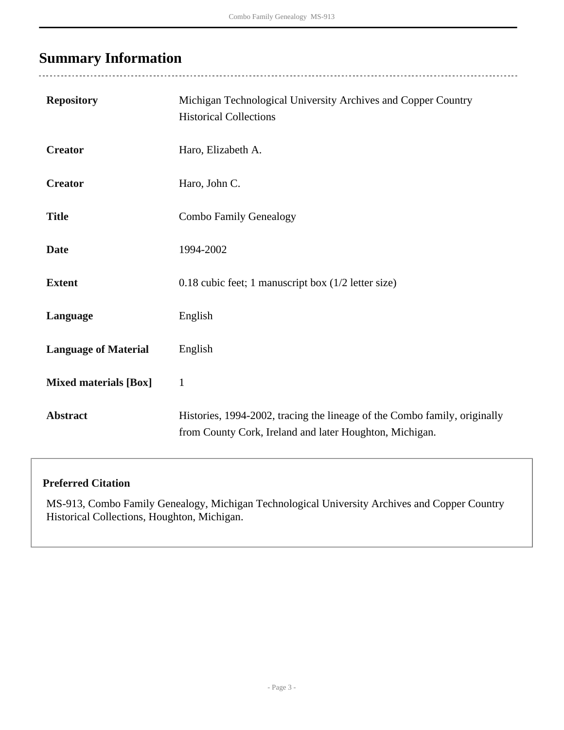## Summary Information

| | |
|---|---|
| **Repository** | Michigan Technological University Archives and Copper Country Historical Collections |
| **Creator** | Haro, Elizabeth A. |
| **Creator** | Haro, John C. |
| **Title** | Combo Family Genealogy |
| **Date** | 1994-2002 |
| **Extent** | 0.18 cubic feet; 1 manuscript box (1/2 letter size) |
| **Language** | English |
| **Language of Material** | English |
| **Mixed materials [Box]** | 1 |
| **Abstract** | Histories, 1994-2002, tracing the lineage of the Combo family, originally from County Cork, Ireland and later Houghton, Michigan. |

**Preferred Citation**

MS-913, Combo Family Genealogy, Michigan Technological University Archives and Copper Country Historical Collections, Houghton, Michigan.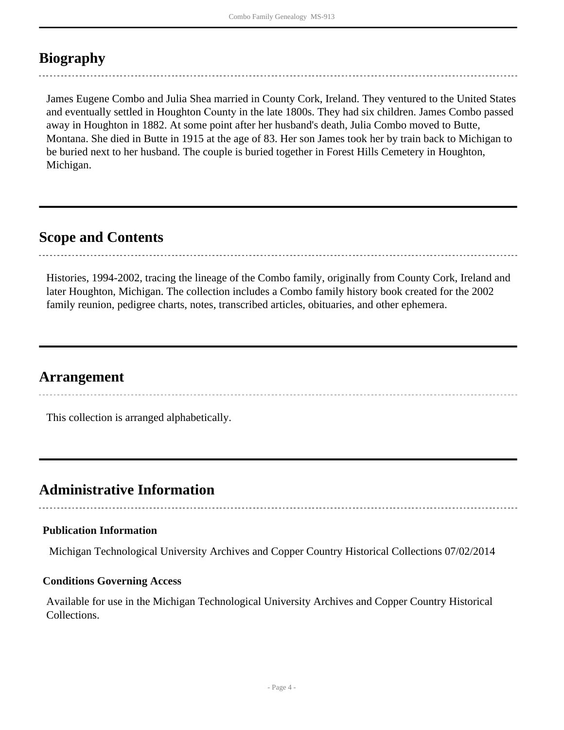## Biography

James Eugene Combo and Julia Shea married in County Cork, Ireland. They ventured to the United States and eventually settled in Houghton County in the late 1800s. They had six children. James Combo passed away in Houghton in 1882. At some point after her husband's death, Julia Combo moved to Butte, Montana. She died in Butte in 1915 at the age of 83. Her son James took her by train back to Michigan to be buried next to her husband. The couple is buried together in Forest Hills Cemetery in Houghton, Michigan.

## Scope and Contents

Histories, 1994-2002, tracing the lineage of the Combo family, originally from County Cork, Ireland and later Houghton, Michigan. The collection includes a Combo family history book created for the 2002 family reunion, pedigree charts, notes, transcribed articles, obituaries, and other ephemera.

## Arrangement

This collection is arranged alphabetically.

## Administrative Information

### Publication Information

Michigan Technological University Archives and Copper Country Historical Collections 07/02/2014

### Conditions Governing Access

Available for use in the Michigan Technological University Archives and Copper Country Historical Collections.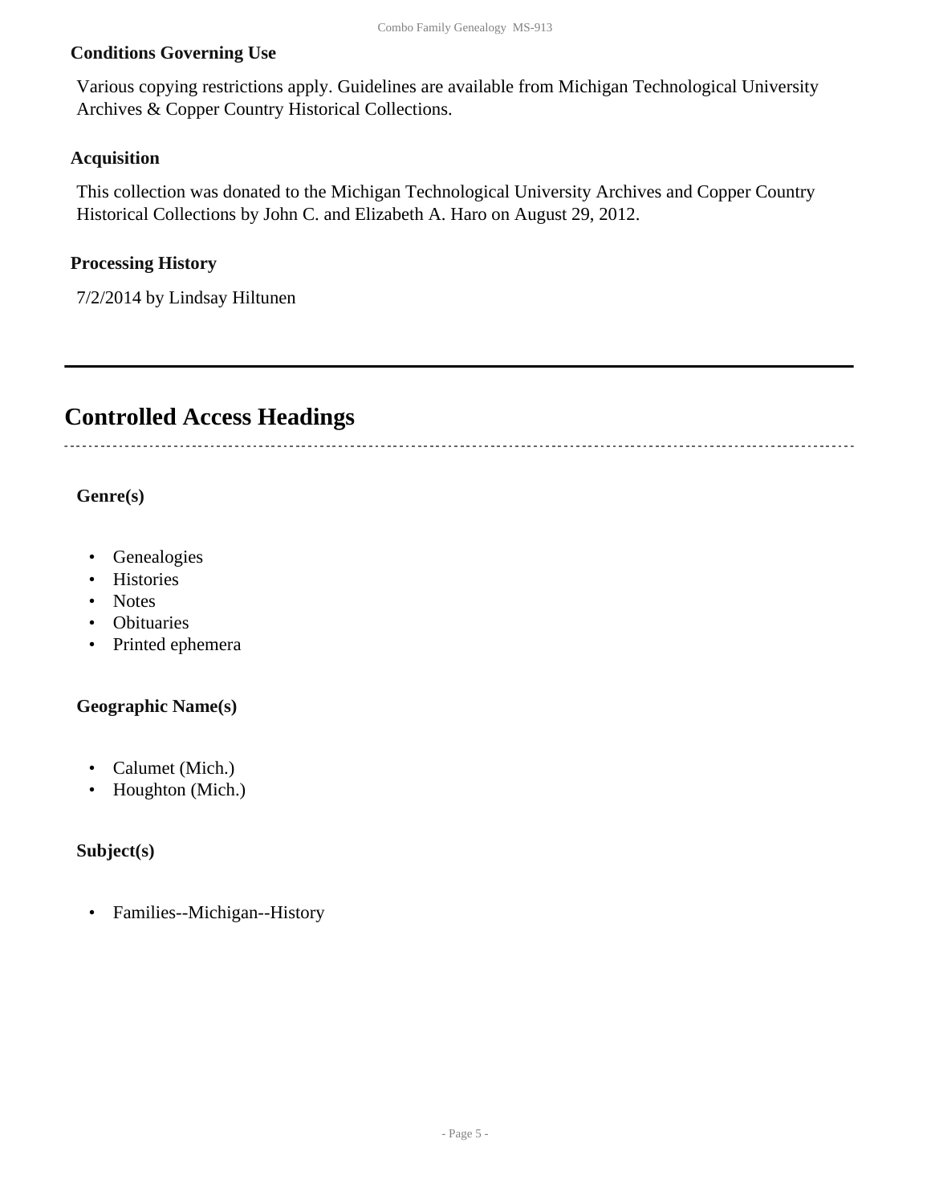### Conditions Governing Use

Various copying restrictions apply. Guidelines are available from Michigan Technological University Archives & Copper Country Historical Collections.

### Acquisition

This collection was donated to the Michigan Technological University Archives and Copper Country Historical Collections by John C. and Elizabeth A. Haro on August 29, 2012.

### Processing History

7/2/2014 by Lindsay Hiltunen

---

## Controlled Access Headings

### Genre(s)

- Genealogies
- Histories
- Notes
- Obituaries
- Printed ephemera

### Geographic Name(s)

- Calumet (Mich.)
- Houghton (Mich.)

### Subject(s)

- Families--Michigan--History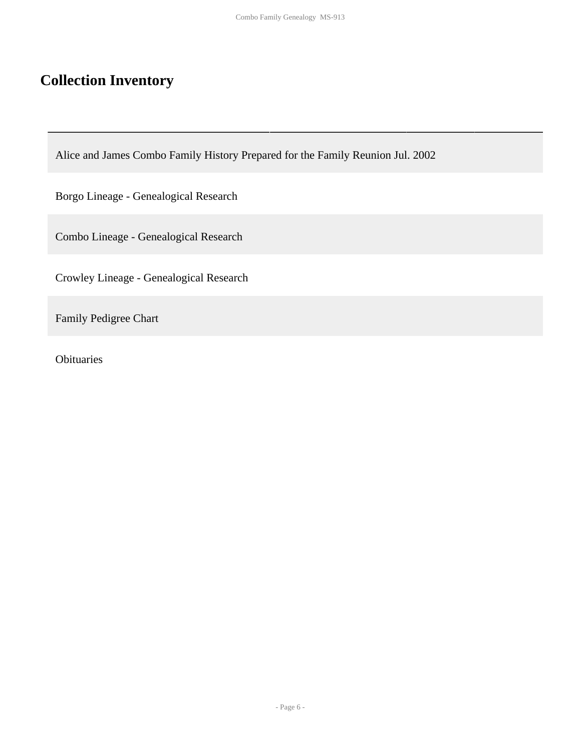# Collection Inventory

| |
|---|
| Alice and James Combo Family History Prepared for the Family Reunion Jul. 2002 |
| Borgo Lineage - Genealogical Research |
| Combo Lineage - Genealogical Research |
| Crowley Lineage - Genealogical Research |
| Family Pedigree Chart |
| Obituaries |